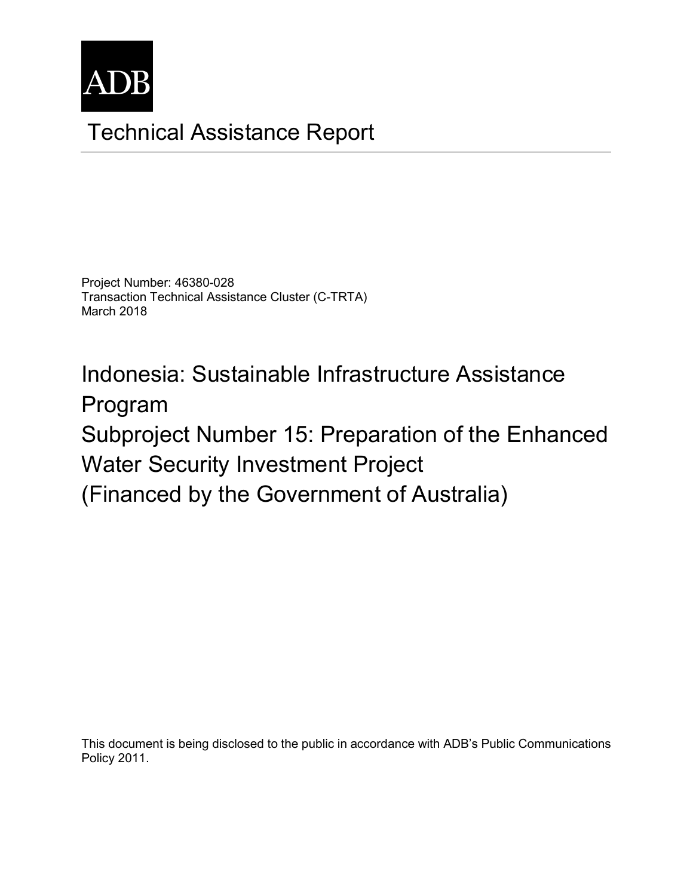ADB

# Technical Assistance Report

Project Number: 46380-028
Transaction Technical Assistance Cluster (C-TRTA)
March 2018

# Indonesia: Sustainable Infrastructure Assistance Program
# Subproject Number 15: Preparation of the Enhanced Water Security Investment Project
# (Financed by the Government of Australia)

This document is being disclosed to the public in accordance with ADB's Public Communications Policy 2011.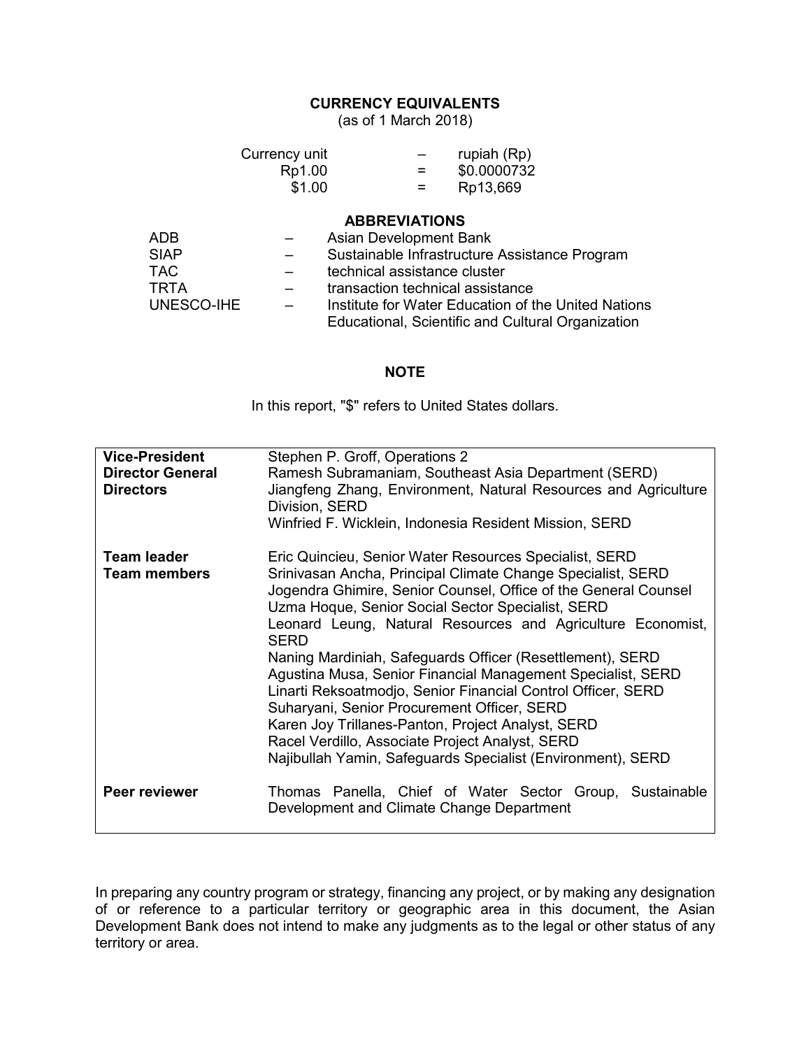## CURRENCY EQUIVALENTS

(as of 1 March 2018)

| | | |
|---|---|---|
| Currency unit | – | rupiah (Rp) |
| Rp1.00 | = | \$0.0000732 |
| \$1.00 | = | Rp13,669 |

## ABBREVIATIONS

| | | |
|---|---|---|
| ADB | – | Asian Development Bank |
| SIAP | – | Sustainable Infrastructure Assistance Program |
| TAC | – | technical assistance cluster |
| TRTA | – | transaction technical assistance |
| UNESCO-IHE | – | Institute for Water Education of the United Nations Educational, Scientific and Cultural Organization |

## NOTE

In this report, "\$" refers to United States dollars.

| | |
|---|---|
| **Vice-President** | Stephen P. Groff, Operations 2 |
| **Director General** | Ramesh Subramaniam, Southeast Asia Department (SERD) |
| **Directors** | Jiangfeng Zhang, Environment, Natural Resources and Agriculture Division, SERD<br>Winfried F. Wicklein, Indonesia Resident Mission, SERD |
| **Team leader** | Eric Quincieu, Senior Water Resources Specialist, SERD |
| **Team members** | Srinivasan Ancha, Principal Climate Change Specialist, SERD<br>Jogendra Ghimire, Senior Counsel, Office of the General Counsel<br>Uzma Hoque, Senior Social Sector Specialist, SERD<br>Leonard Leung, Natural Resources and Agriculture Economist, SERD<br>Naning Mardiniah, Safeguards Officer (Resettlement), SERD<br>Agustina Musa, Senior Financial Management Specialist, SERD<br>Linarti Reksoatmodjo, Senior Financial Control Officer, SERD<br>Suharyani, Senior Procurement Officer, SERD<br>Karen Joy Trillanes-Panton, Project Analyst, SERD<br>Racel Verdillo, Associate Project Analyst, SERD<br>Najibullah Yamin, Safeguards Specialist (Environment), SERD |
| **Peer reviewer** | Thomas Panella, Chief of Water Sector Group, Sustainable Development and Climate Change Department |

In preparing any country program or strategy, financing any project, or by making any designation of or reference to a particular territory or geographic area in this document, the Asian Development Bank does not intend to make any judgments as to the legal or other status of any territory or area.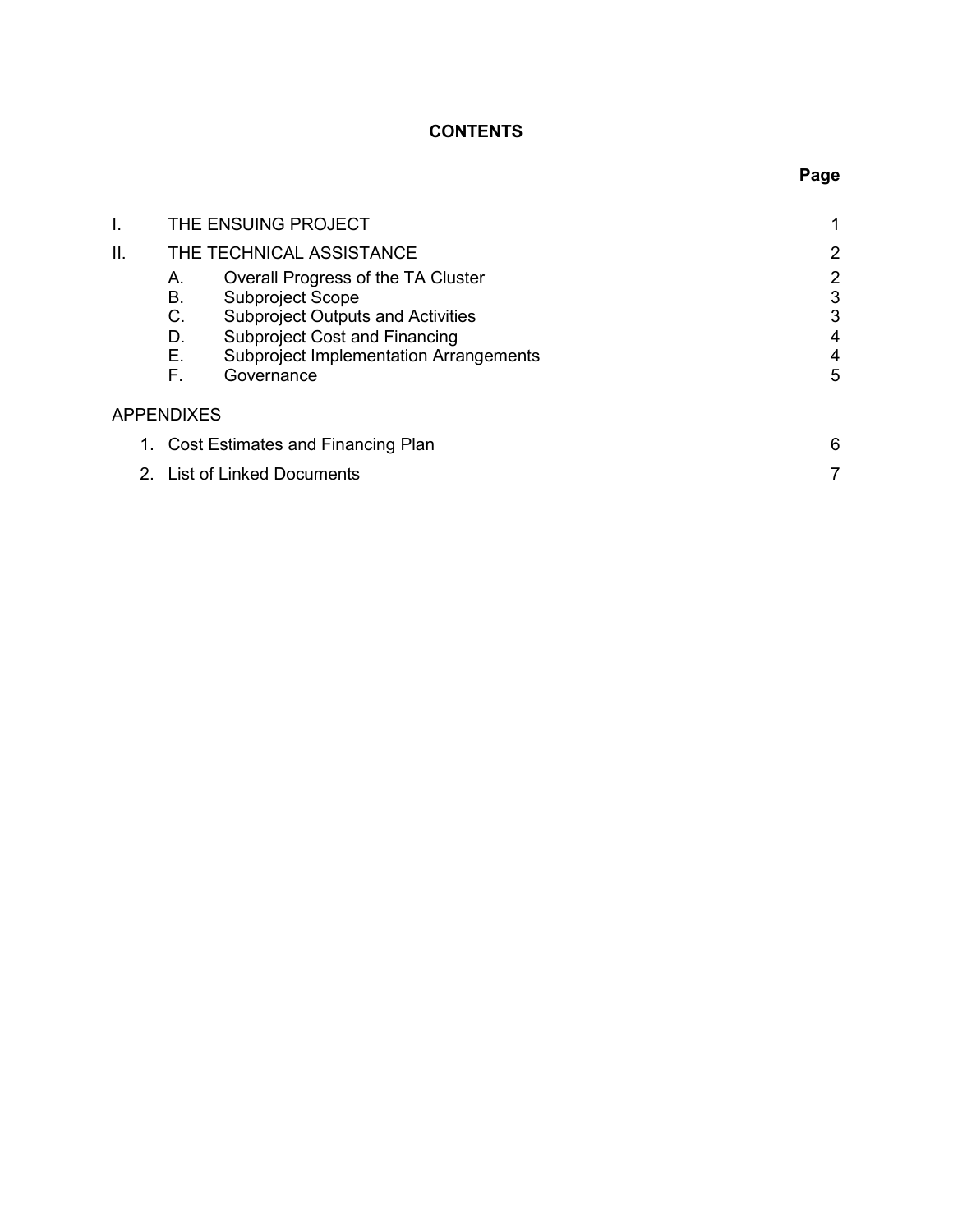**CONTENTS**

| | | Page |
|---|---|---|
| I. | THE ENSUING PROJECT | 1 |
| II. | THE TECHNICAL ASSISTANCE | 2 |
| | A. Overall Progress of the TA Cluster | 2 |
| | B. Subproject Scope | 3 |
| | C. Subproject Outputs and Activities | 3 |
| | D. Subproject Cost and Financing | 4 |
| | E. Subproject Implementation Arrangements | 4 |
| | F. Governance | 5 |

APPENDIXES

| | | |
|---|---|---|
| 1. | Cost Estimates and Financing Plan | 6 |
| 2. | List of Linked Documents | 7 |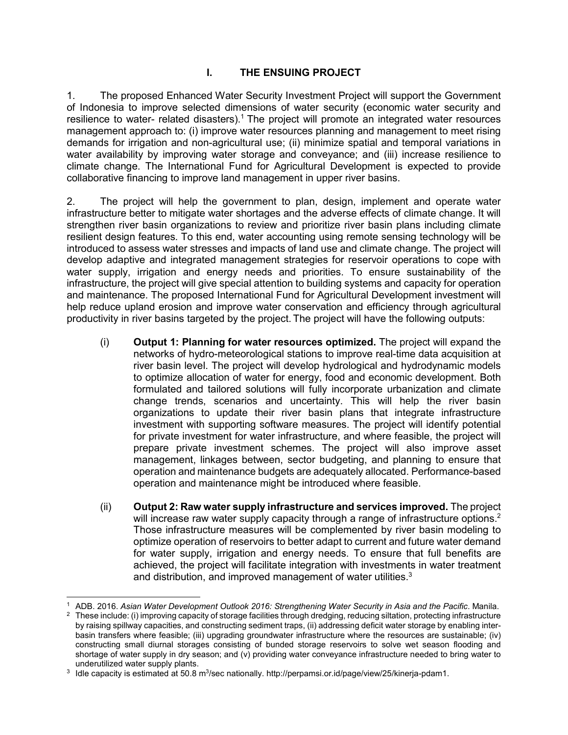# I. THE ENSUING PROJECT

1. The proposed Enhanced Water Security Investment Project will support the Government of Indonesia to improve selected dimensions of water security (economic water security and resilience to water- related disasters).[1] The project will promote an integrated water resources management approach to: (i) improve water resources planning and management to meet rising demands for irrigation and non-agricultural use; (ii) minimize spatial and temporal variations in water availability by improving water storage and conveyance; and (iii) increase resilience to climate change. The International Fund for Agricultural Development is expected to provide collaborative financing to improve land management in upper river basins.

2. The project will help the government to plan, design, implement and operate water infrastructure better to mitigate water shortages and the adverse effects of climate change. It will strengthen river basin organizations to review and prioritize river basin plans including climate resilient design features. To this end, water accounting using remote sensing technology will be introduced to assess water stresses and impacts of land use and climate change. The project will develop adaptive and integrated management strategies for reservoir operations to cope with water supply, irrigation and energy needs and priorities. To ensure sustainability of the infrastructure, the project will give special attention to building systems and capacity for operation and maintenance. The proposed International Fund for Agricultural Development investment will help reduce upland erosion and improve water conservation and efficiency through agricultural productivity in river basins targeted by the project. The project will have the following outputs:

(i) **Output 1: Planning for water resources optimized.** The project will expand the networks of hydro-meteorological stations to improve real-time data acquisition at river basin level. The project will develop hydrological and hydrodynamic models to optimize allocation of water for energy, food and economic development. Both formulated and tailored solutions will fully incorporate urbanization and climate change trends, scenarios and uncertainty. This will help the river basin organizations to update their river basin plans that integrate infrastructure investment with supporting software measures. The project will identify potential for private investment for water infrastructure, and where feasible, the project will prepare private investment schemes. The project will also improve asset management, linkages between, sector budgeting, and planning to ensure that operation and maintenance budgets are adequately allocated. Performance-based operation and maintenance might be introduced where feasible.

(ii) **Output 2: Raw water supply infrastructure and services improved.** The project will increase raw water supply capacity through a range of infrastructure options.[2] Those infrastructure measures will be complemented by river basin modeling to optimize operation of reservoirs to better adapt to current and future water demand for water supply, irrigation and energy needs. To ensure that full benefits are achieved, the project will facilitate integration with investments in water treatment and distribution, and improved management of water utilities.[3]

---

[1] ADB. 2016. *Asian Water Development Outlook 2016: Strengthening Water Security in Asia and the Pacific*. Manila.

[2] These include: (i) improving capacity of storage facilities through dredging, reducing siltation, protecting infrastructure by raising spillway capacities, and constructing sediment traps, (ii) addressing deficit water storage by enabling inter-basin transfers where feasible; (iii) upgrading groundwater infrastructure where the resources are sustainable; (iv) constructing small diurnal storages consisting of bunded storage reservoirs to solve wet season flooding and shortage of water supply in dry season; and (v) providing water conveyance infrastructure needed to bring water to underutilized water supply plants.

[3] Idle capacity is estimated at 50.8 $m^3$/sec nationally. http://perpamsi.or.id/page/view/25/kinerja-pdam1.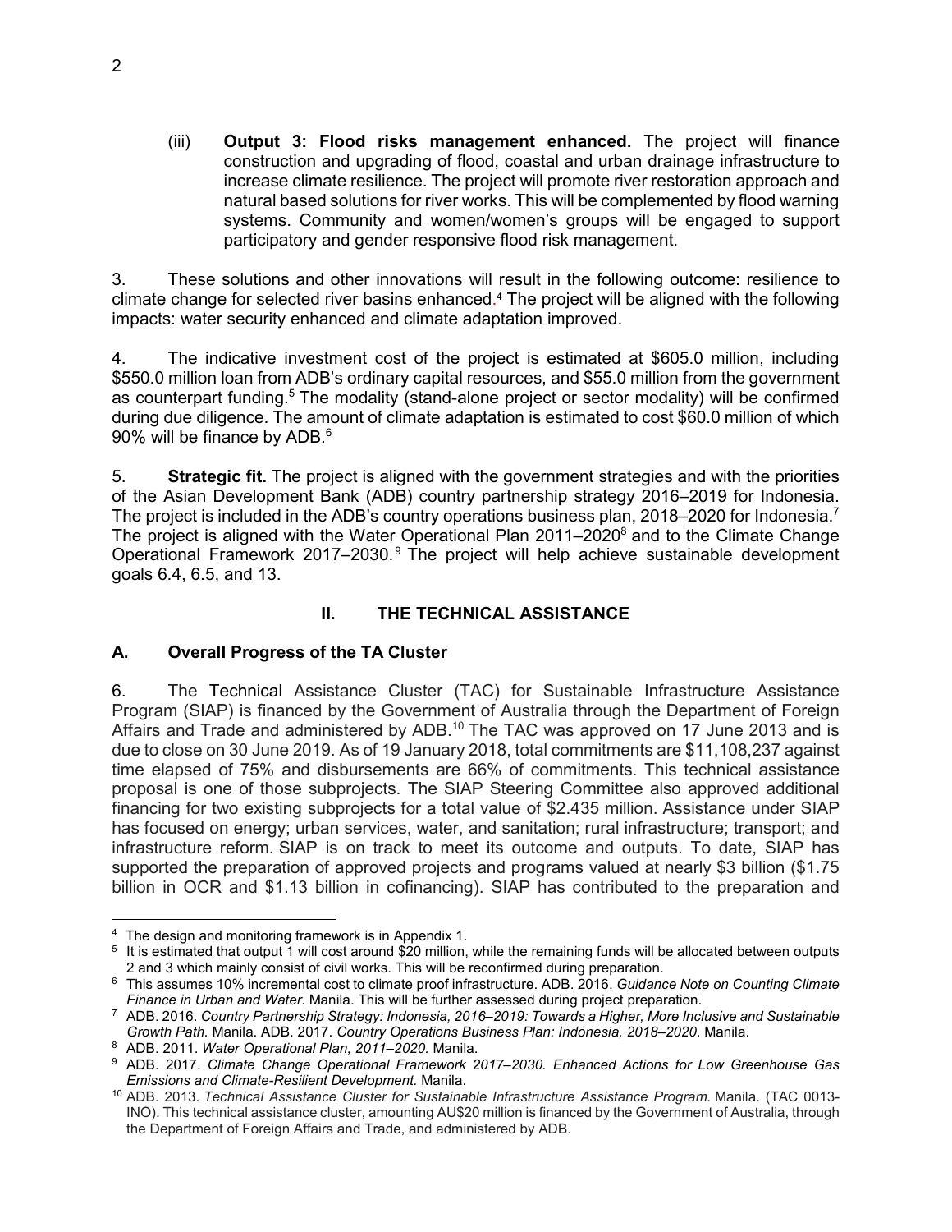(iii) **Output 3: Flood risks management enhanced.** The project will finance construction and upgrading of flood, coastal and urban drainage infrastructure to increase climate resilience. The project will promote river restoration approach and natural based solutions for river works. This will be complemented by flood warning systems. Community and women/women's groups will be engaged to support participatory and gender responsive flood risk management.

3. These solutions and other innovations will result in the following outcome: resilience to climate change for selected river basins enhanced.[4] The project will be aligned with the following impacts: water security enhanced and climate adaptation improved.

4. The indicative investment cost of the project is estimated at $605.0 million, including $550.0 million loan from ADB's ordinary capital resources, and $55.0 million from the government as counterpart funding.[5] The modality (stand-alone project or sector modality) will be confirmed during due diligence. The amount of climate adaptation is estimated to cost $60.0 million of which 90% will be finance by ADB.[6]

5. **Strategic fit.** The project is aligned with the government strategies and with the priorities of the Asian Development Bank (ADB) country partnership strategy 2016–2019 for Indonesia. The project is included in the ADB's country operations business plan, 2018–2020 for Indonesia.[7] The project is aligned with the Water Operational Plan 2011–2020[8] and to the Climate Change Operational Framework 2017–2030.[9] The project will help achieve sustainable development goals 6.4, 6.5, and 13.

## II. THE TECHNICAL ASSISTANCE

### A. Overall Progress of the TA Cluster

6. The Technical Assistance Cluster (TAC) for Sustainable Infrastructure Assistance Program (SIAP) is financed by the Government of Australia through the Department of Foreign Affairs and Trade and administered by ADB.[10] The TAC was approved on 17 June 2013 and is due to close on 30 June 2019. As of 19 January 2018, total commitments are $11,108,237 against time elapsed of 75% and disbursements are 66% of commitments. This technical assistance proposal is one of those subprojects. The SIAP Steering Committee also approved additional financing for two existing subprojects for a total value of $2.435 million. Assistance under SIAP has focused on energy; urban services, water, and sanitation; rural infrastructure; transport; and infrastructure reform. SIAP is on track to meet its outcome and outputs. To date, SIAP has supported the preparation of approved projects and programs valued at nearly $3 billion ($1.75 billion in OCR and $1.13 billion in cofinancing). SIAP has contributed to the preparation and

---

[4] The design and monitoring framework is in Appendix 1.

[5] It is estimated that output 1 will cost around $20 million, while the remaining funds will be allocated between outputs 2 and 3 which mainly consist of civil works. This will be reconfirmed during preparation.

[6] This assumes 10% incremental cost to climate proof infrastructure. ADB. 2016. *Guidance Note on Counting Climate Finance in Urban and Water*. Manila. This will be further assessed during project preparation.

[7] ADB. 2016. *Country Partnership Strategy: Indonesia, 2016–2019: Towards a Higher, More Inclusive and Sustainable Growth Path.* Manila. ADB. 2017. *Country Operations Business Plan: Indonesia, 2018–2020*. Manila.

[8] ADB. 2011. *Water Operational Plan, 2011–2020.* Manila.

[9] ADB. 2017. *Climate Change Operational Framework 2017–2030. Enhanced Actions for Low Greenhouse Gas Emissions and Climate-Resilient Development.* Manila.

[10] ADB. 2013. *Technical Assistance Cluster for Sustainable Infrastructure Assistance Program.* Manila. (TAC 0013-INO). This technical assistance cluster, amounting AU$20 million is financed by the Government of Australia, through the Department of Foreign Affairs and Trade, and administered by ADB.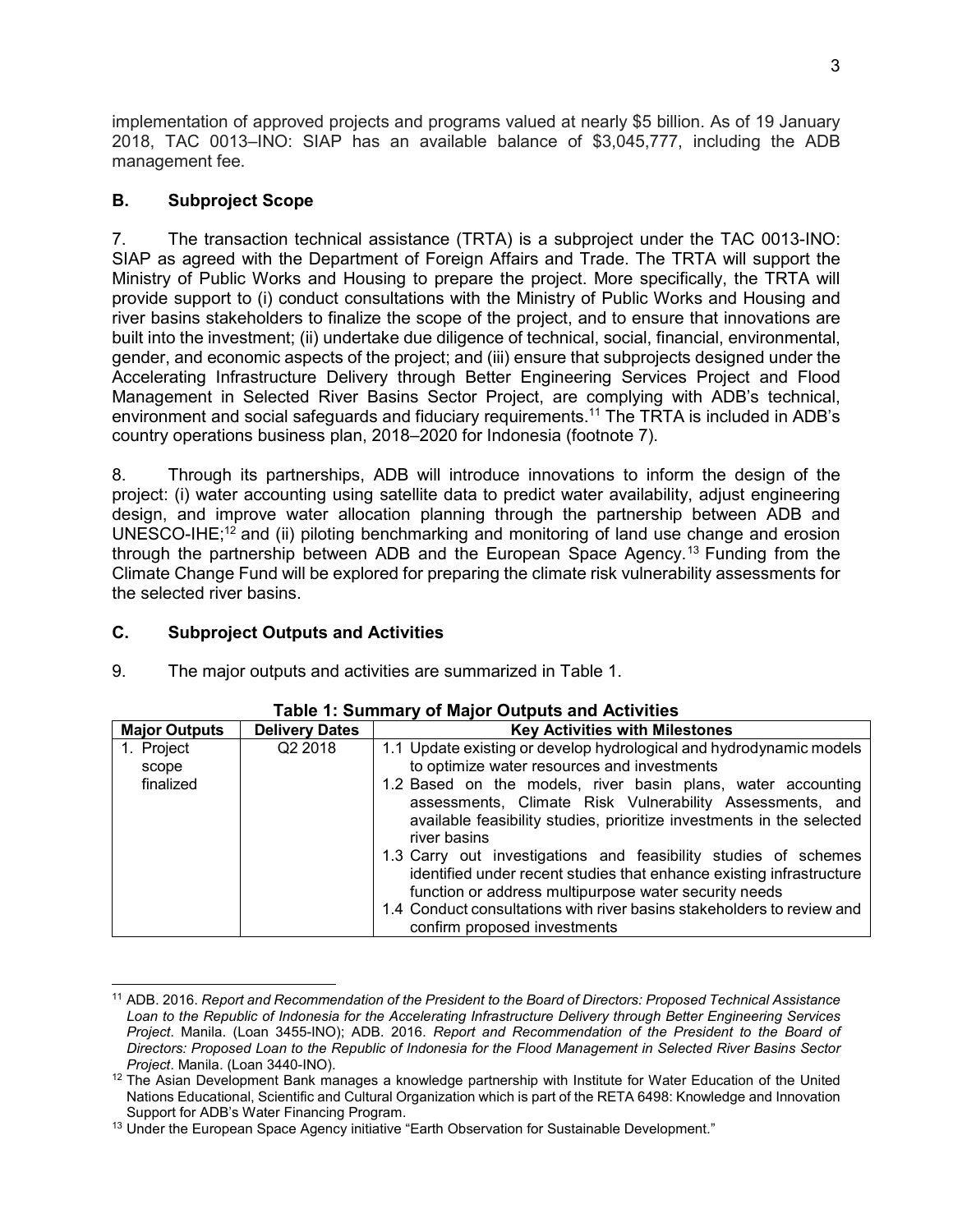implementation of approved projects and programs valued at nearly $5 billion. As of 19 January 2018, TAC 0013–INO: SIAP has an available balance of $3,045,777, including the ADB management fee.

## B. Subproject Scope

7. The transaction technical assistance (TRTA) is a subproject under the TAC 0013-INO: SIAP as agreed with the Department of Foreign Affairs and Trade. The TRTA will support the Ministry of Public Works and Housing to prepare the project. More specifically, the TRTA will provide support to (i) conduct consultations with the Ministry of Public Works and Housing and river basins stakeholders to finalize the scope of the project, and to ensure that innovations are built into the investment; (ii) undertake due diligence of technical, social, financial, environmental, gender, and economic aspects of the project; and (iii) ensure that subprojects designed under the Accelerating Infrastructure Delivery through Better Engineering Services Project and Flood Management in Selected River Basins Sector Project, are complying with ADB's technical, environment and social safeguards and fiduciary requirements.[11] The TRTA is included in ADB's country operations business plan, 2018–2020 for Indonesia (footnote 7).

8. Through its partnerships, ADB will introduce innovations to inform the design of the project: (i) water accounting using satellite data to predict water availability, adjust engineering design, and improve water allocation planning through the partnership between ADB and UNESCO-IHE;[12] and (ii) piloting benchmarking and monitoring of land use change and erosion through the partnership between ADB and the European Space Agency.[13] Funding from the Climate Change Fund will be explored for preparing the climate risk vulnerability assessments for the selected river basins.

## C. Subproject Outputs and Activities

9. The major outputs and activities are summarized in Table 1.

**Table 1: Summary of Major Outputs and Activities**

| Major Outputs | Delivery Dates | Key Activities with Milestones |
|---|---|---|
| 1. Project scope finalized | Q2 2018 | 1.1 Update existing or develop hydrological and hydrodynamic models to optimize water resources and investments<br>1.2 Based on the models, river basin plans, water accounting assessments, Climate Risk Vulnerability Assessments, and available feasibility studies, prioritize investments in the selected river basins<br>1.3 Carry out investigations and feasibility studies of schemes identified under recent studies that enhance existing infrastructure function or address multipurpose water security needs<br>1.4 Conduct consultations with river basins stakeholders to review and confirm proposed investments |

[11] ADB. 2016. *Report and Recommendation of the President to the Board of Directors: Proposed Technical Assistance Loan to the Republic of Indonesia for the Accelerating Infrastructure Delivery through Better Engineering Services Project*. Manila. (Loan 3455-INO); ADB. 2016. *Report and Recommendation of the President to the Board of Directors: Proposed Loan to the Republic of Indonesia for the Flood Management in Selected River Basins Sector Project*. Manila. (Loan 3440-INO).

[12] The Asian Development Bank manages a knowledge partnership with Institute for Water Education of the United Nations Educational, Scientific and Cultural Organization which is part of the RETA 6498: Knowledge and Innovation Support for ADB's Water Financing Program.

[13] Under the European Space Agency initiative "Earth Observation for Sustainable Development."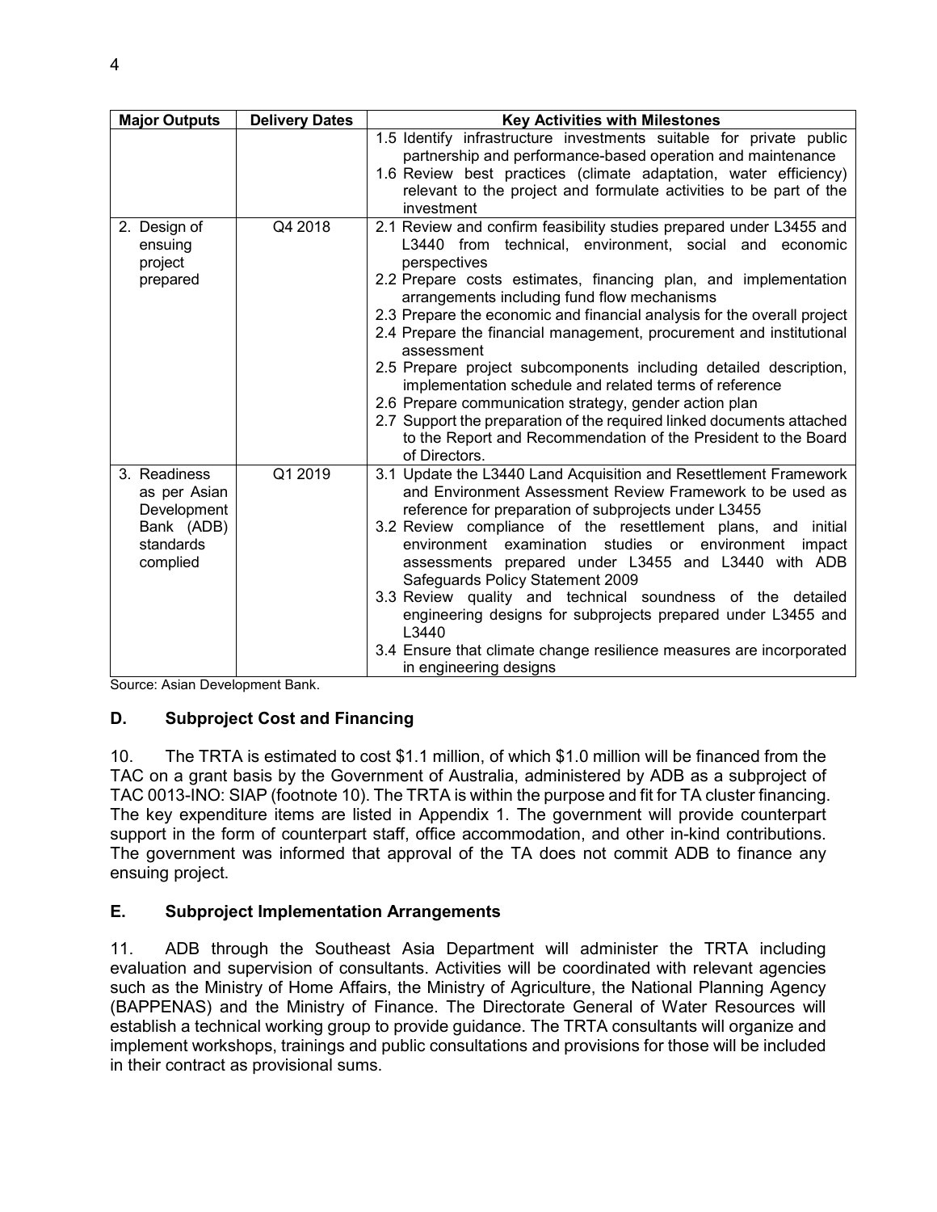| Major Outputs | Delivery Dates | Key Activities with Milestones |
|---|---|---|
| | | 1.5 Identify infrastructure investments suitable for private public partnership and performance-based operation and maintenance<br>1.6 Review best practices (climate adaptation, water efficiency) relevant to the project and formulate activities to be part of the investment |
| 2. Design of ensuing project prepared | Q4 2018 | 2.1 Review and confirm feasibility studies prepared under L3455 and L3440 from technical, environment, social and economic perspectives<br>2.2 Prepare costs estimates, financing plan, and implementation arrangements including fund flow mechanisms<br>2.3 Prepare the economic and financial analysis for the overall project<br>2.4 Prepare the financial management, procurement and institutional assessment<br>2.5 Prepare project subcomponents including detailed description, implementation schedule and related terms of reference<br>2.6 Prepare communication strategy, gender action plan<br>2.7 Support the preparation of the required linked documents attached to the Report and Recommendation of the President to the Board of Directors. |
| 3. Readiness as per Asian Development Bank (ADB) standards complied | Q1 2019 | 3.1 Update the L3440 Land Acquisition and Resettlement Framework and Environment Assessment Review Framework to be used as reference for preparation of subprojects under L3455<br>3.2 Review compliance of the resettlement plans, and initial environment examination studies or environment impact assessments prepared under L3455 and L3440 with ADB Safeguards Policy Statement 2009<br>3.3 Review quality and technical soundness of the detailed engineering designs for subprojects prepared under L3455 and L3440<br>3.4 Ensure that climate change resilience measures are incorporated in engineering designs |

Source: Asian Development Bank.

## D. Subproject Cost and Financing

10. The TRTA is estimated to cost $1.1 million, of which $1.0 million will be financed from the TAC on a grant basis by the Government of Australia, administered by ADB as a subproject of TAC 0013-INO: SIAP (footnote 10). The TRTA is within the purpose and fit for TA cluster financing. The key expenditure items are listed in Appendix 1. The government will provide counterpart support in the form of counterpart staff, office accommodation, and other in-kind contributions. The government was informed that approval of the TA does not commit ADB to finance any ensuing project.

## E. Subproject Implementation Arrangements

11. ADB through the Southeast Asia Department will administer the TRTA including evaluation and supervision of consultants. Activities will be coordinated with relevant agencies such as the Ministry of Home Affairs, the Ministry of Agriculture, the National Planning Agency (BAPPENAS) and the Ministry of Finance. The Directorate General of Water Resources will establish a technical working group to provide guidance. The TRTA consultants will organize and implement workshops, trainings and public consultations and provisions for those will be included in their contract as provisional sums.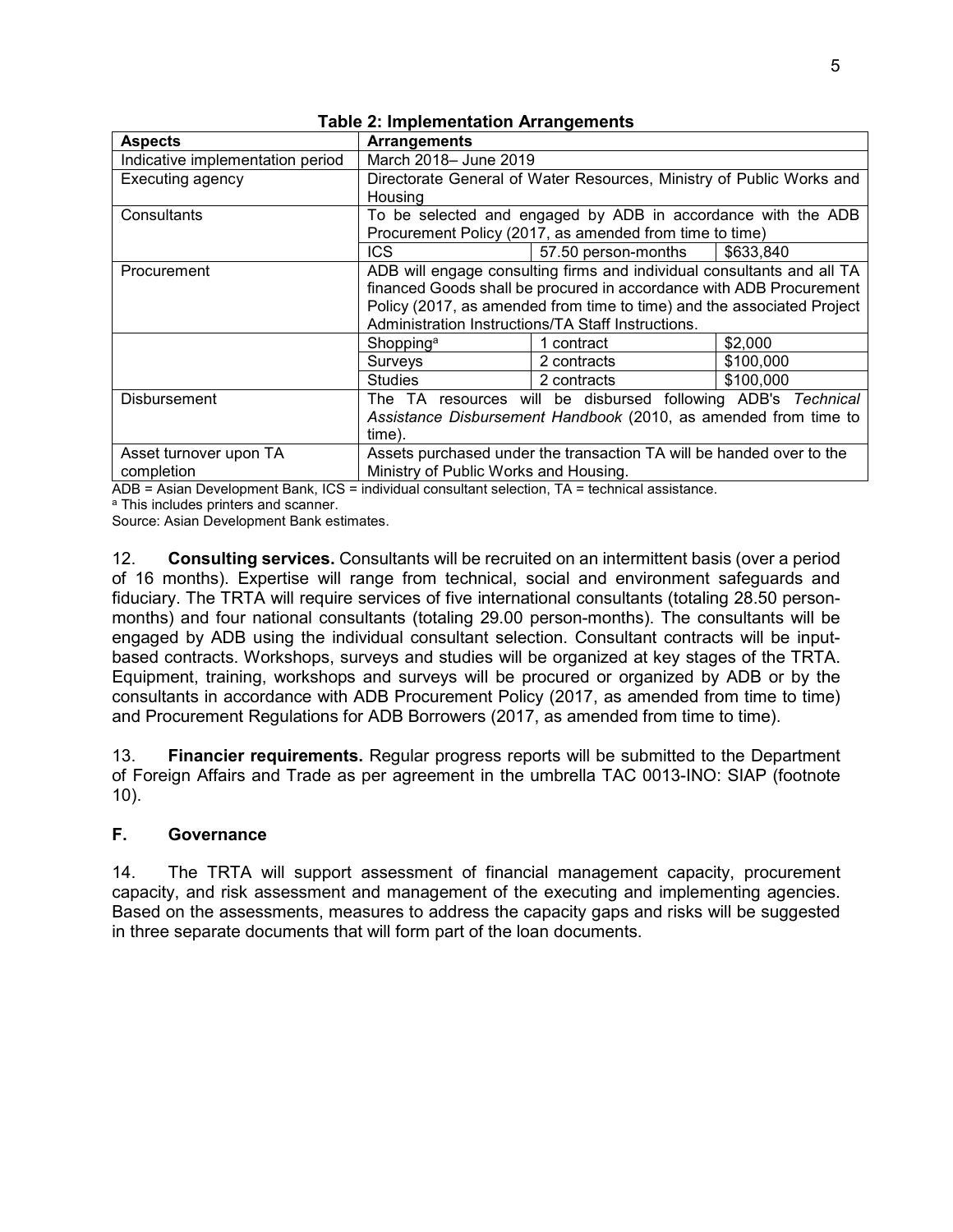**Table 2: Implementation Arrangements**

| Aspects | Arrangements | | |
|---|---|---|---|
| Indicative implementation period | March 2018– June 2019 | | |
| Executing agency | Directorate General of Water Resources, Ministry of Public Works and Housing | | |
| Consultants | To be selected and engaged by ADB in accordance with the ADB Procurement Policy (2017, as amended from time to time) | | |
| | ICS | 57.50 person-months | $633,840 |
| Procurement | ADB will engage consulting firms and individual consultants and all TA financed Goods shall be procured in accordance with ADB Procurement Policy (2017, as amended from time to time) and the associated Project Administration Instructions/TA Staff Instructions. | | |
| | Shopping[a] | 1 contract | $2,000 |
| | Surveys | 2 contracts | $100,000 |
| | Studies | 2 contracts | $100,000 |
| Disbursement | The TA resources will be disbursed following ADB's *Technical Assistance Disbursement Handbook* (2010, as amended from time to time). | | |
| Asset turnover upon TA completion | Assets purchased under the transaction TA will be handed over to the Ministry of Public Works and Housing. | | |

ADB = Asian Development Bank, ICS = individual consultant selection, TA = technical assistance.

[a] This includes printers and scanner.

Source: Asian Development Bank estimates.

12. **Consulting services.** Consultants will be recruited on an intermittent basis (over a period of 16 months). Expertise will range from technical, social and environment safeguards and fiduciary. The TRTA will require services of five international consultants (totaling 28.50 person-months) and four national consultants (totaling 29.00 person-months). The consultants will be engaged by ADB using the individual consultant selection. Consultant contracts will be input-based contracts. Workshops, surveys and studies will be organized at key stages of the TRTA. Equipment, training, workshops and surveys will be procured or organized by ADB or by the consultants in accordance with ADB Procurement Policy (2017, as amended from time to time) and Procurement Regulations for ADB Borrowers (2017, as amended from time to time).

13. **Financier requirements.** Regular progress reports will be submitted to the Department of Foreign Affairs and Trade as per agreement in the umbrella TAC 0013-INO: SIAP (footnote 10).

## F. Governance

14. The TRTA will support assessment of financial management capacity, procurement capacity, and risk assessment and management of the executing and implementing agencies. Based on the assessments, measures to address the capacity gaps and risks will be suggested in three separate documents that will form part of the loan documents.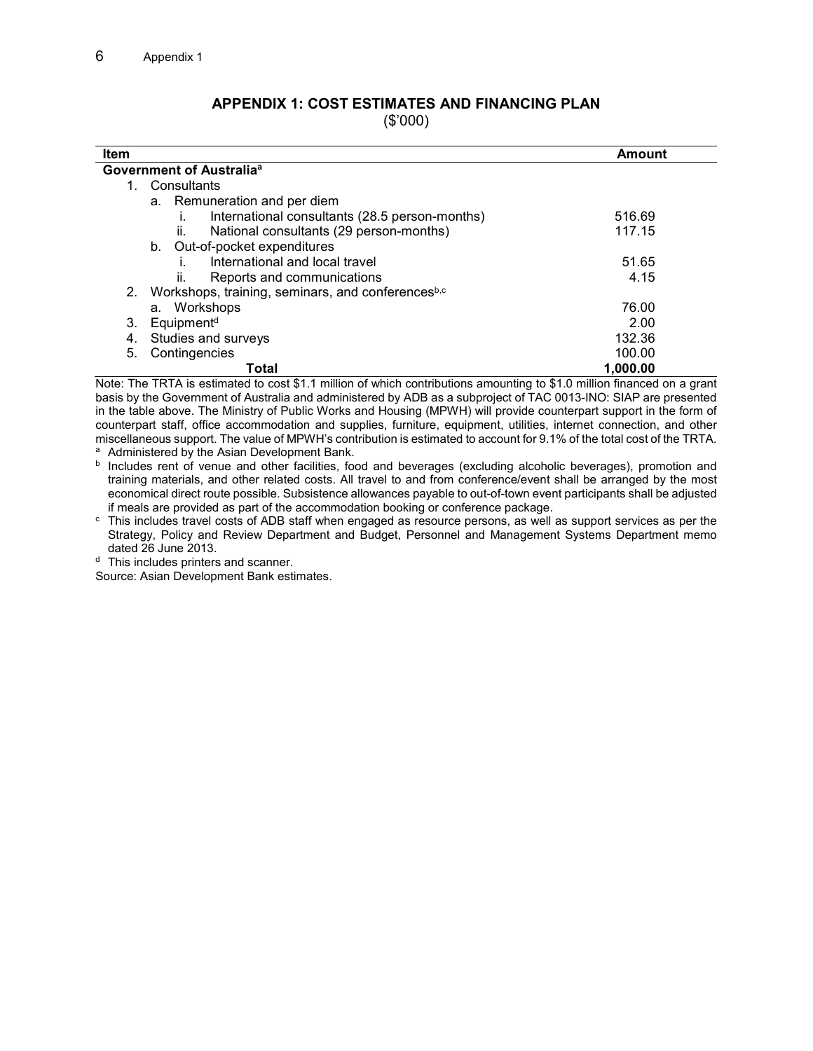## APPENDIX 1: COST ESTIMATES AND FINANCING PLAN

($'000)

| Item | Amount |
|---|---|
| **Government of Australia**[a] | |
| 1. Consultants | |
| a. Remuneration and per diem | |
| i. International consultants (28.5 person-months) | 516.69 |
| ii. National consultants (29 person-months) | 117.15 |
| b. Out-of-pocket expenditures | |
| i. International and local travel | 51.65 |
| ii. Reports and communications | 4.15 |
| 2. Workshops, training, seminars, and conferences[b,c] | |
| a. Workshops | 76.00 |
| 3. Equipment[d] | 2.00 |
| 4. Studies and surveys | 132.36 |
| 5. Contingencies | 100.00 |
| **Total** | **1,000.00** |

Note: The TRTA is estimated to cost $1.1 million of which contributions amounting to $1.0 million financed on a grant basis by the Government of Australia and administered by ADB as a subproject of TAC 0013-INO: SIAP are presented in the table above. The Ministry of Public Works and Housing (MPWH) will provide counterpart support in the form of counterpart staff, office accommodation and supplies, furniture, equipment, utilities, internet connection, and other miscellaneous support. The value of MPWH's contribution is estimated to account for 9.1% of the total cost of the TRTA.

[a] Administered by the Asian Development Bank.

[b] Includes rent of venue and other facilities, food and beverages (excluding alcoholic beverages), promotion and training materials, and other related costs. All travel to and from conference/event shall be arranged by the most economical direct route possible. Subsistence allowances payable to out-of-town event participants shall be adjusted if meals are provided as part of the accommodation booking or conference package.

[c] This includes travel costs of ADB staff when engaged as resource persons, as well as support services as per the Strategy, Policy and Review Department and Budget, Personnel and Management Systems Department memo dated 26 June 2013.

[d] This includes printers and scanner.

Source: Asian Development Bank estimates.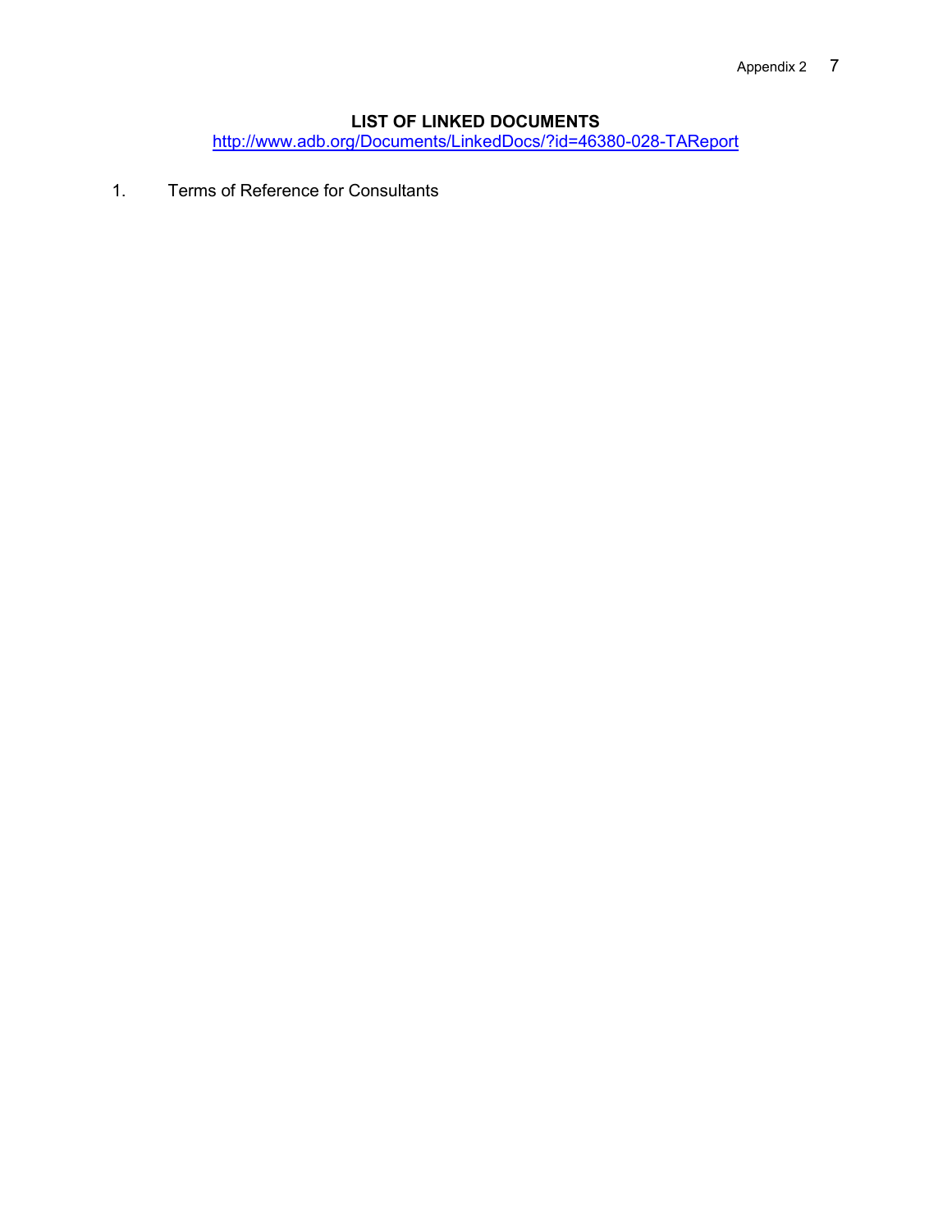## LIST OF LINKED DOCUMENTS

http://www.adb.org/Documents/LinkedDocs/?id=46380-028-TAReport

1. Terms of Reference for Consultants